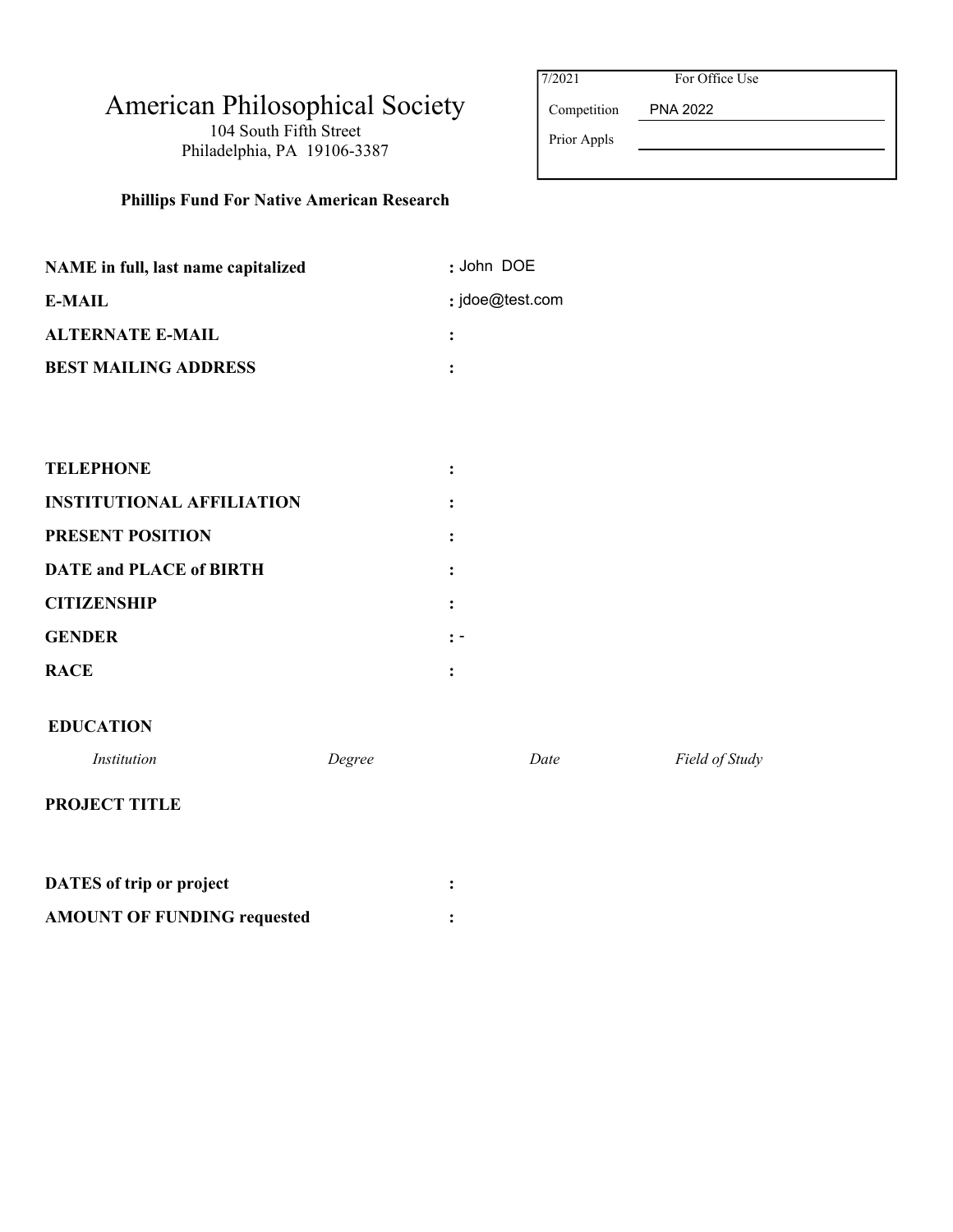| 7/2021 | For Office Use |
|---|---|
| Competition | PNA 2022 |
| Prior Appls | |

# American Philosophical Society

104 South Fifth Street
Philadelphia, PA 19106-3387

**Phillips Fund For Native American Research**

**NAME in full, last name capitalized** : John DOE

**E-MAIL** : jdoe@test.com

**ALTERNATE E-MAIL** :

**BEST MAILING ADDRESS** :

**TELEPHONE** :

**INSTITUTIONAL AFFILIATION** :

**PRESENT POSITION** :

**DATE and PLACE of BIRTH** :

**CITIZENSHIP** :

**GENDER** : -

**RACE** :

**EDUCATION**

| *Institution* | *Degree* | *Date* | *Field of Study* |
|---|---|---|---|

**PROJECT TITLE**

**DATES of trip or project** :

**AMOUNT OF FUNDING requested** :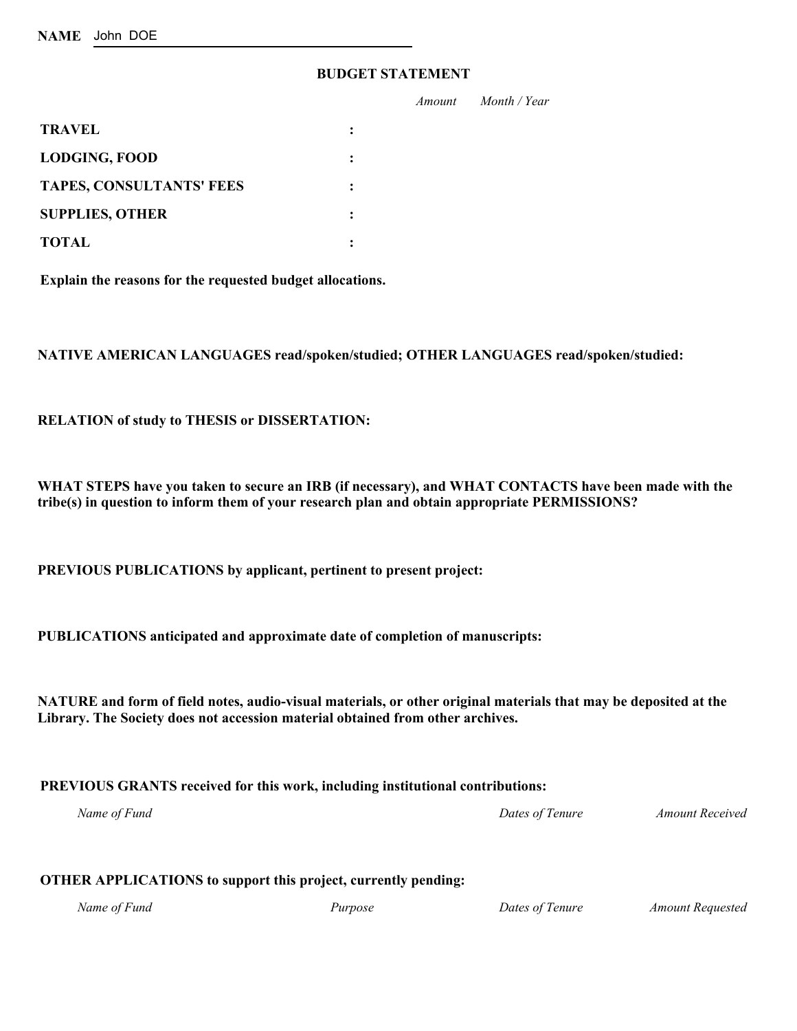**NAME** John DOE

## BUDGET STATEMENT

| | | *Amount* | *Month / Year* |
|---|---|---|---|
| **TRAVEL** | **:** | | |
| **LODGING, FOOD** | **:** | | |
| **TAPES, CONSULTANTS' FEES** | **:** | | |
| **SUPPLIES, OTHER** | **:** | | |
| **TOTAL** | **:** | | |

**Explain the reasons for the requested budget allocations.**

**NATIVE AMERICAN LANGUAGES read/spoken/studied; OTHER LANGUAGES read/spoken/studied:**

**RELATION of study to THESIS or DISSERTATION:**

**WHAT STEPS have you taken to secure an IRB (if necessary), and WHAT CONTACTS have been made with the tribe(s) in question to inform them of your research plan and obtain appropriate PERMISSIONS?**

**PREVIOUS PUBLICATIONS by applicant, pertinent to present project:**

**PUBLICATIONS anticipated and approximate date of completion of manuscripts:**

**NATURE and form of field notes, audio-visual materials, or other original materials that may be deposited at the Library. The Society does not accession material obtained from other archives.**

**PREVIOUS GRANTS received for this work, including institutional contributions:**

| *Name of Fund* | *Dates of Tenure* | *Amount Received* |
|---|---|---|
| | | |

**OTHER APPLICATIONS to support this project, currently pending:**

| *Name of Fund* | *Purpose* | *Dates of Tenure* | *Amount Requested* |
|---|---|---|---|
| | | | |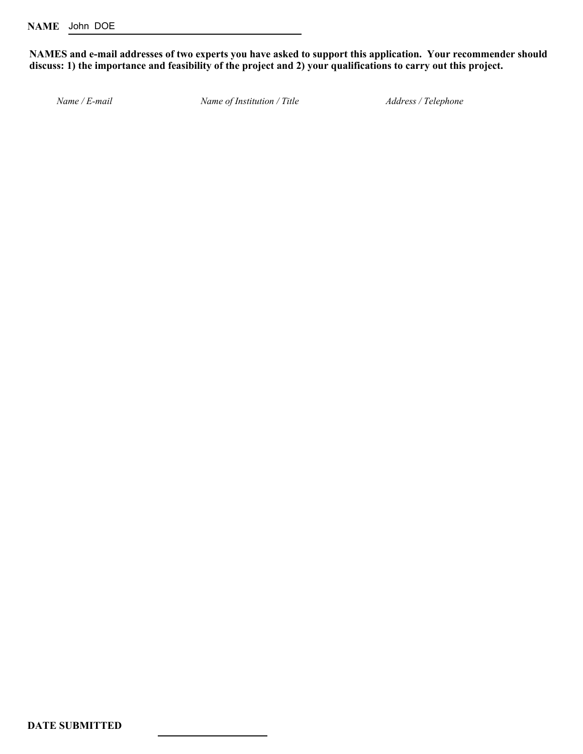**NAME** John DOE

**NAMES and e-mail addresses of two experts you have asked to support this application. Your recommender should discuss: 1) the importance and feasibility of the project and 2) your qualifications to carry out this project.**

| *Name / E-mail* | *Name of Institution / Title* | *Address / Telephone* |
| --- | --- | --- |

**DATE SUBMITTED** ____________________